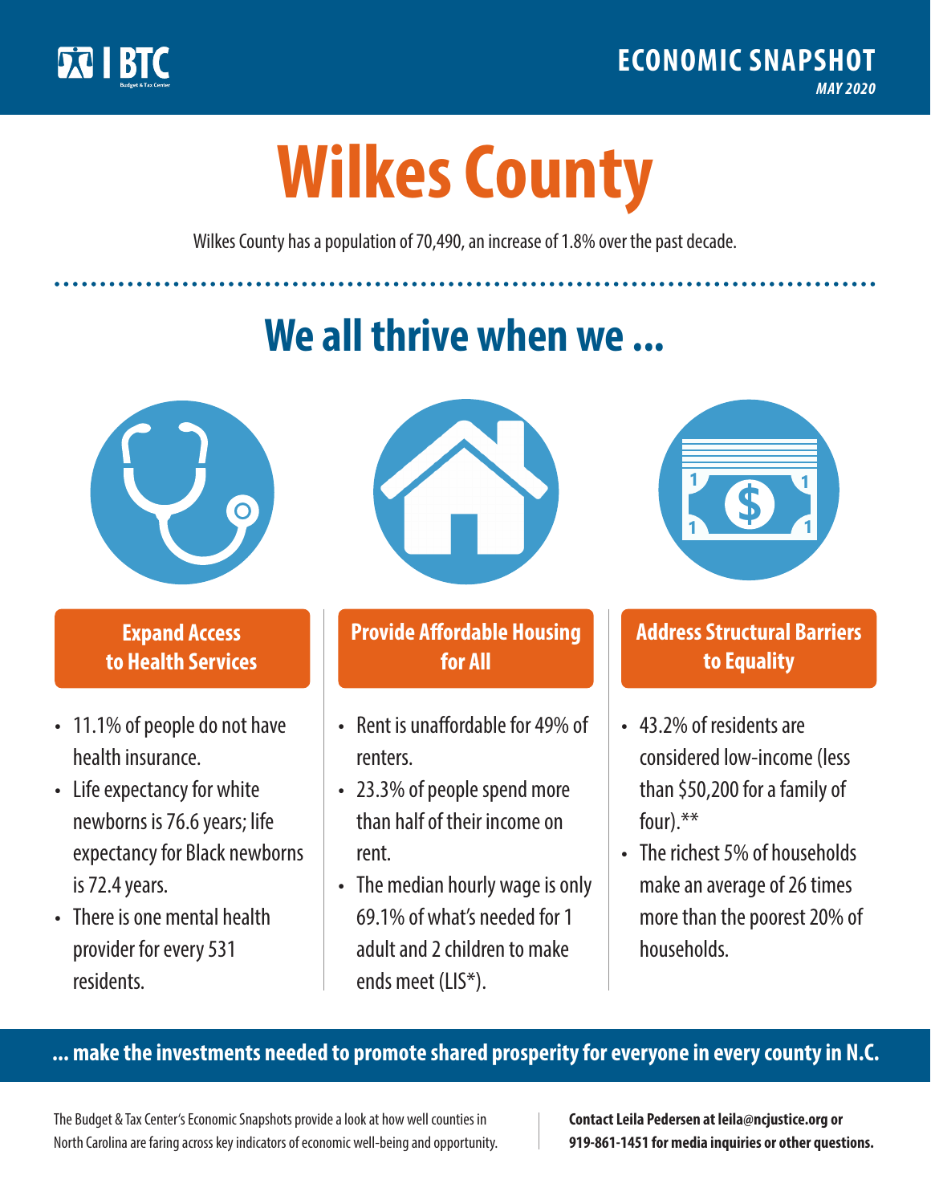BTC Budget & Tax Center

**ECONOMIC SNAPSHOT**

*MAY 2020*

# Wilkes County

Wilkes County has a population of 70,490, an increase of 1.8% over the past decade.

## We all thrive when we ...

### Expand Access to Health Services

- 11.1% of people do not have health insurance.
- Life expectancy for white newborns is 76.6 years; life expectancy for Black newborns is 72.4 years.
- There is one mental health provider for every 531 residents.

### Provide Affordable Housing for All

- Rent is unaffordable for 49% of renters.
- 23.3% of people spend more than half of their income on rent.
- The median hourly wage is only 69.1% of what's needed for 1 adult and 2 children to make ends meet (LIS*).

### Address Structural Barriers to Equality

- 43.2% of residents are considered low-income (less than $50,200 for a family of four).**
- The richest 5% of households make an average of 26 times more than the poorest 20% of households.

**... make the investments needed to promote shared prosperity for everyone in every county in N.C.**

The Budget & Tax Center's Economic Snapshots provide a look at how well counties in North Carolina are faring across key indicators of economic well-being and opportunity.

**Contact Leila Pedersen at leila@ncjustice.org or 919-861-1451 for media inquiries or other questions.**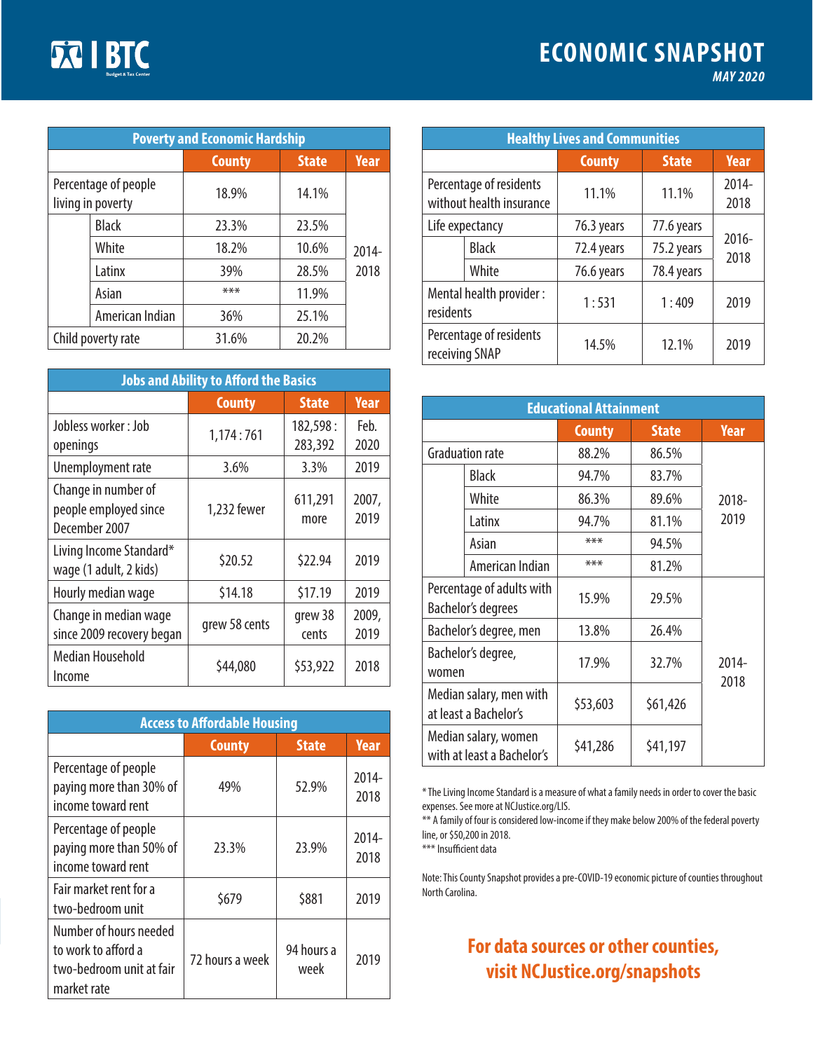# ECONOMIC SNAPSHOT

*MAY 2020*

| Poverty and Economic Hardship | | County | State | Year |
|---|---|---|---|---|
| Percentage of people living in poverty | | 18.9% | 14.1% | 2014-2018 |
| | Black | 23.3% | 23.5% | |
| | White | 18.2% | 10.6% | |
| | Latinx | 39% | 28.5% | |
| | Asian | *** | 11.9% | |
| | American Indian | 36% | 25.1% | |
| Child poverty rate | | 31.6% | 20.2% | |

| Jobs and Ability to Afford the Basics | County | State | Year |
|---|---|---|---|
| Jobless worker : Job openings | 1,174 : 761 | 182,598 : 283,392 | Feb. 2020 |
| Unemployment rate | 3.6% | 3.3% | 2019 |
| Change in number of people employed since December 2007 | 1,232 fewer | 611,291 more | 2007, 2019 |
| Living Income Standard* wage (1 adult, 2 kids) | $20.52 | $22.94 | 2019 |
| Hourly median wage | $14.18 | $17.19 | 2019 |
| Change in median wage since 2009 recovery began | grew 58 cents | grew 38 cents | 2009, 2019 |
| Median Household Income | $44,080 | $53,922 | 2018 |

| Access to Affordable Housing | County | State | Year |
|---|---|---|---|
| Percentage of people paying more than 30% of income toward rent | 49% | 52.9% | 2014-2018 |
| Percentage of people paying more than 50% of income toward rent | 23.3% | 23.9% | 2014-2018 |
| Fair market rent for a two-bedroom unit | $679 | $881 | 2019 |
| Number of hours needed to work to afford a two-bedroom unit at fair market rate | 72 hours a week | 94 hours a week | 2019 |

| Healthy Lives and Communities | | County | State | Year |
|---|---|---|---|---|
| Percentage of residents without health insurance | | 11.1% | 11.1% | 2014-2018 |
| Life expectancy | | 76.3 years | 77.6 years | 2016-2018 |
| | Black | 72.4 years | 75.2 years | |
| | White | 76.6 years | 78.4 years | |
| Mental health provider : residents | | 1 : 531 | 1 : 409 | 2019 |
| Percentage of residents receiving SNAP | | 14.5% | 12.1% | 2019 |

| Educational Attainment | | County | State | Year |
|---|---|---|---|---|
| Graduation rate | | 88.2% | 86.5% | 2018-2019 |
| | Black | 94.7% | 83.7% | |
| | White | 86.3% | 89.6% | |
| | Latinx | 94.7% | 81.1% | |
| | Asian | *** | 94.5% | |
| | American Indian | *** | 81.2% | |
| Percentage of adults with Bachelor's degrees | | 15.9% | 29.5% | 2014-2018 |
| Bachelor's degree, men | | 13.8% | 26.4% | |
| Bachelor's degree, women | | 17.9% | 32.7% | |
| Median salary, men with at least a Bachelor's | | $53,603 | $61,426 | |
| Median salary, women with at least a Bachelor's | | $41,286 | $41,197 | |

* The Living Income Standard is a measure of what a family needs in order to cover the basic expenses. See more at NCJustice.org/LIS.

** A family of four is considered low-income if they make below 200% of the federal poverty line, or $50,200 in 2018.

*** Insufficient data

Note: This County Snapshot provides a pre-COVID-19 economic picture of counties throughout North Carolina.

**For data sources or other counties, visit NCJustice.org/snapshots**